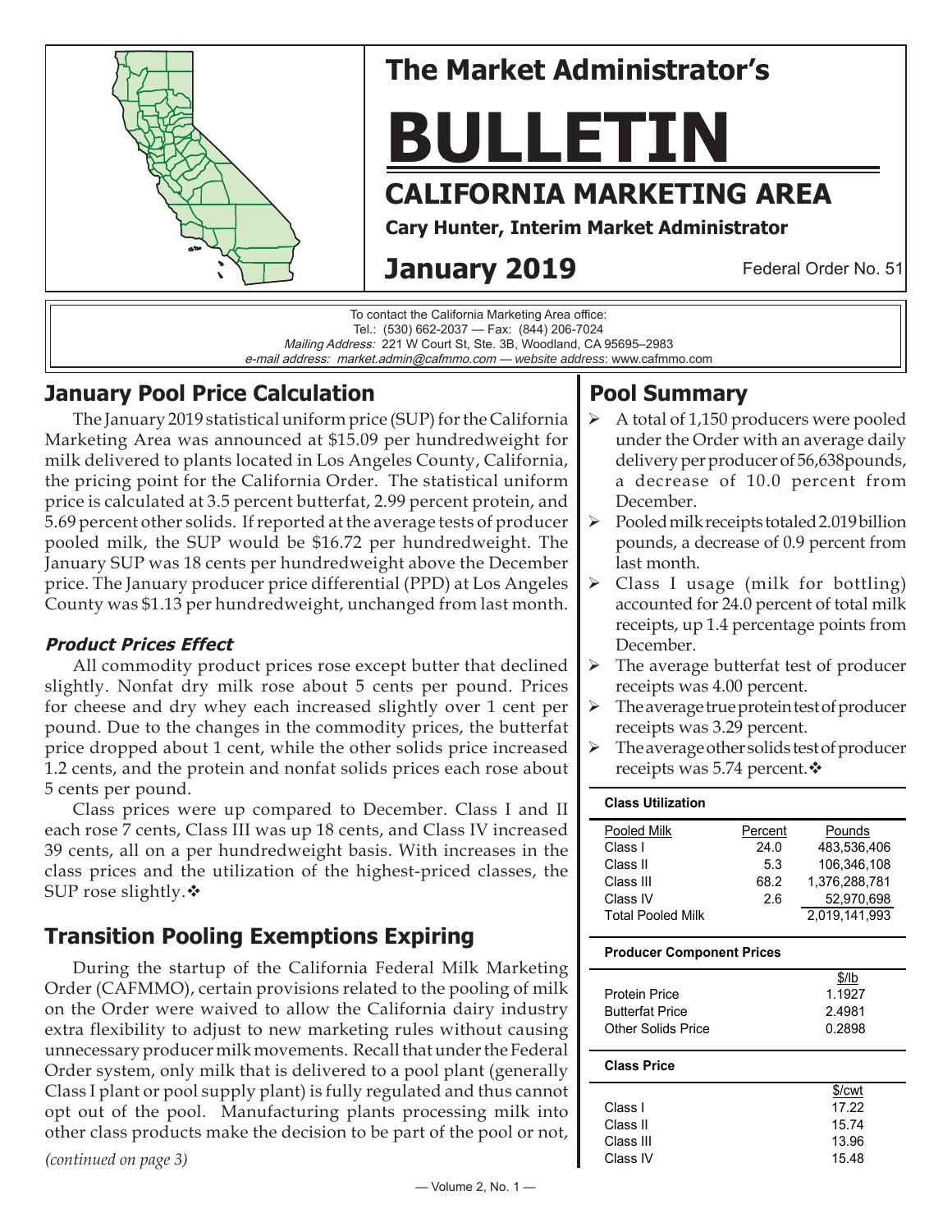# The Market Administrator's BULLETIN

## CALIFORNIA MARKETING AREA

**Cary Hunter, Interim Market Administrator**

**January 2019**

Federal Order No. 51

To contact the California Marketing Area office:
Tel.: (530) 662-2037 — Fax: (844) 206-7024
*Mailing Address:* 221 W Court St, Ste. 3B, Woodland, CA 95695–2983
*e-mail address: market.admin@cafmmo.com* — *website address*: www.cafmmo.com

## January Pool Price Calculation

The January 2019 statistical uniform price (SUP) for the California Marketing Area was announced at $15.09 per hundredweight for milk delivered to plants located in Los Angeles County, California, the pricing point for the California Order. The statistical uniform price is calculated at 3.5 percent butterfat, 2.99 percent protein, and 5.69 percent other solids. If reported at the average tests of producer pooled milk, the SUP would be $16.72 per hundredweight. The January SUP was 18 cents per hundredweight above the December price. The January producer price differential (PPD) at Los Angeles County was $1.13 per hundredweight, unchanged from last month.

### *Product Prices Effect*

All commodity product prices rose except butter that declined slightly. Nonfat dry milk rose about 5 cents per pound. Prices for cheese and dry whey each increased slightly over 1 cent per pound. Due to the changes in the commodity prices, the butterfat price dropped about 1 cent, while the other solids price increased 1.2 cents, and the protein and nonfat solids prices each rose about 5 cents per pound.

Class prices were up compared to December. Class I and II each rose 7 cents, Class III was up 18 cents, and Class IV increased 39 cents, all on a per hundredweight basis. With increases in the class prices and the utilization of the highest-priced classes, the SUP rose slightly.❖

## Transition Pooling Exemptions Expiring

During the startup of the California Federal Milk Marketing Order (CAFMMO), certain provisions related to the pooling of milk on the Order were waived to allow the California dairy industry extra flexibility to adjust to new marketing rules without causing unnecessary producer milk movements. Recall that under the Federal Order system, only milk that is delivered to a pool plant (generally Class I plant or pool supply plant) is fully regulated and thus cannot opt out of the pool. Manufacturing plants processing milk into other class products make the decision to be part of the pool or not,

*(continued on page 3)*

## Pool Summary

- A total of 1,150 producers were pooled under the Order with an average daily delivery per producer of 56,638pounds, a decrease of 10.0 percent from December.
- Pooled milk receipts totaled 2.019 billion pounds, a decrease of 0.9 percent from last month.
- Class I usage (milk for bottling) accounted for 24.0 percent of total milk receipts, up 1.4 percentage points from December.
- The average butterfat test of producer receipts was 4.00 percent.
- The average true protein test of producer receipts was 3.29 percent.
- The average other solids test of producer receipts was 5.74 percent.❖

**Class Utilization**

| Pooled Milk | Percent | Pounds |
|---|---|---|
| Class I | 24.0 | 483,536,406 |
| Class II | 5.3 | 106,346,108 |
| Class III | 68.2 | 1,376,288,781 |
| Class IV | 2.6 | 52,970,698 |
| Total Pooled Milk | | 2,019,141,993 |

**Producer Component Prices**

| | $/lb |
|---|---|
| Protein Price | 1.1927 |
| Butterfat Price | 2.4981 |
| Other Solids Price | 0.2898 |

**Class Price**

| | $/cwt |
|---|---|
| Class I | 17.22 |
| Class II | 15.74 |
| Class III | 13.96 |
| Class IV | 15.48 |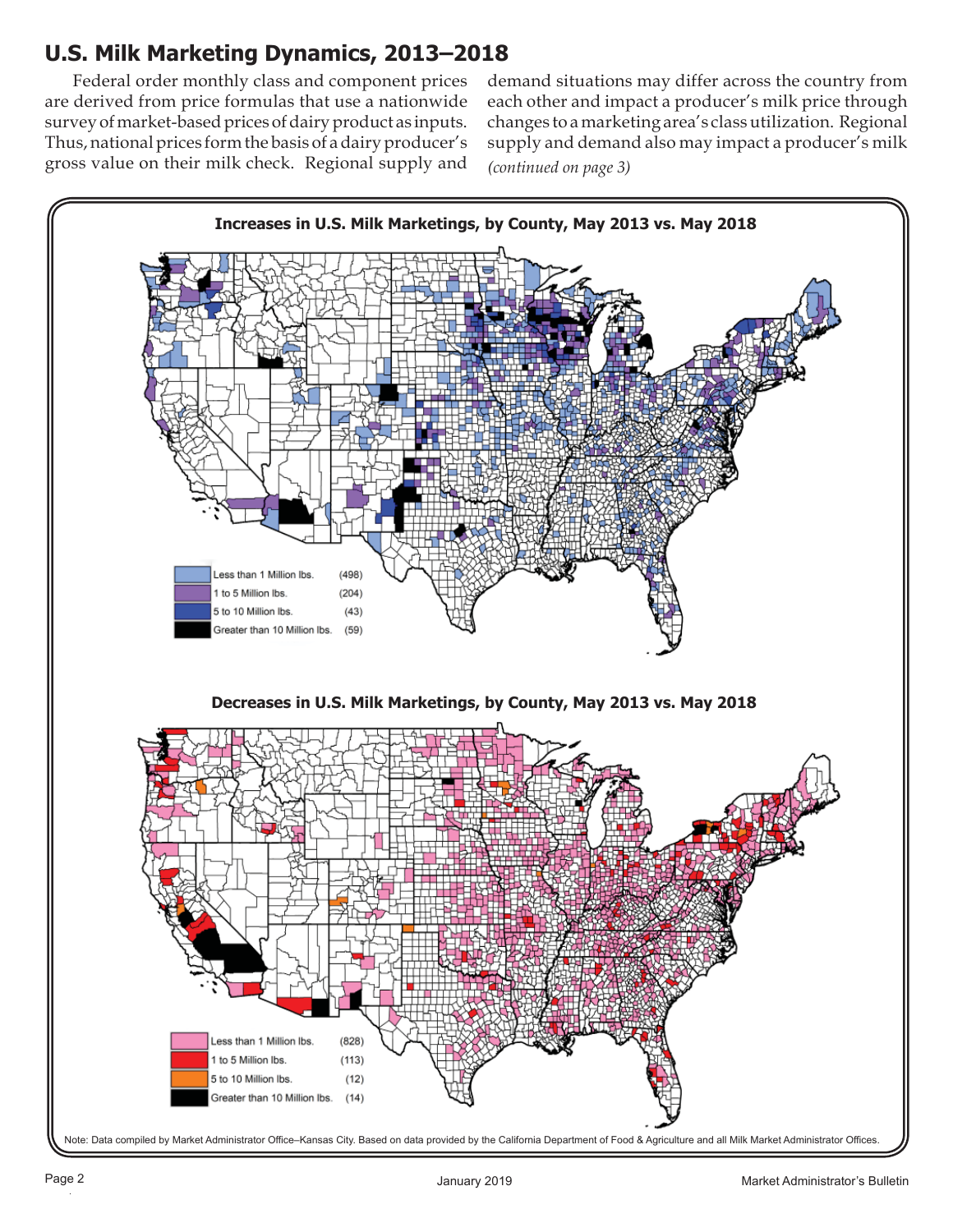## U.S. Milk Marketing Dynamics, 2013–2018

Federal order monthly class and component prices are derived from price formulas that use a nationwide survey of market-based prices of dairy product as inputs. Thus, national prices form the basis of a dairy producer's gross value on their milk check. Regional supply and demand situations may differ across the country from each other and impact a producer's milk price through changes to a marketing area's class utilization. Regional supply and demand also may impact a producer's milk *(continued on page 3)*

**Increases in U.S. Milk Marketings, by County, May 2013 vs. May 2018**

| | |
|---|---|
| Less than 1 Million lbs. | (498) |
| 1 to 5 Million lbs. | (204) |
| 5 to 10 Million lbs. | (43) |
| Greater than 10 Million lbs. | (59) |

**Decreases in U.S. Milk Marketings, by County, May 2013 vs. May 2018**

| | |
|---|---|
| Less than 1 Million lbs. | (828) |
| 1 to 5 Million lbs. | (113) |
| 5 to 10 Million lbs. | (12) |
| Greater than 10 Million lbs. | (14) |

Note: Data compiled by Market Administrator Office–Kansas City. Based on data provided by the California Department of Food & Agriculture and all Milk Market Administrator Offices.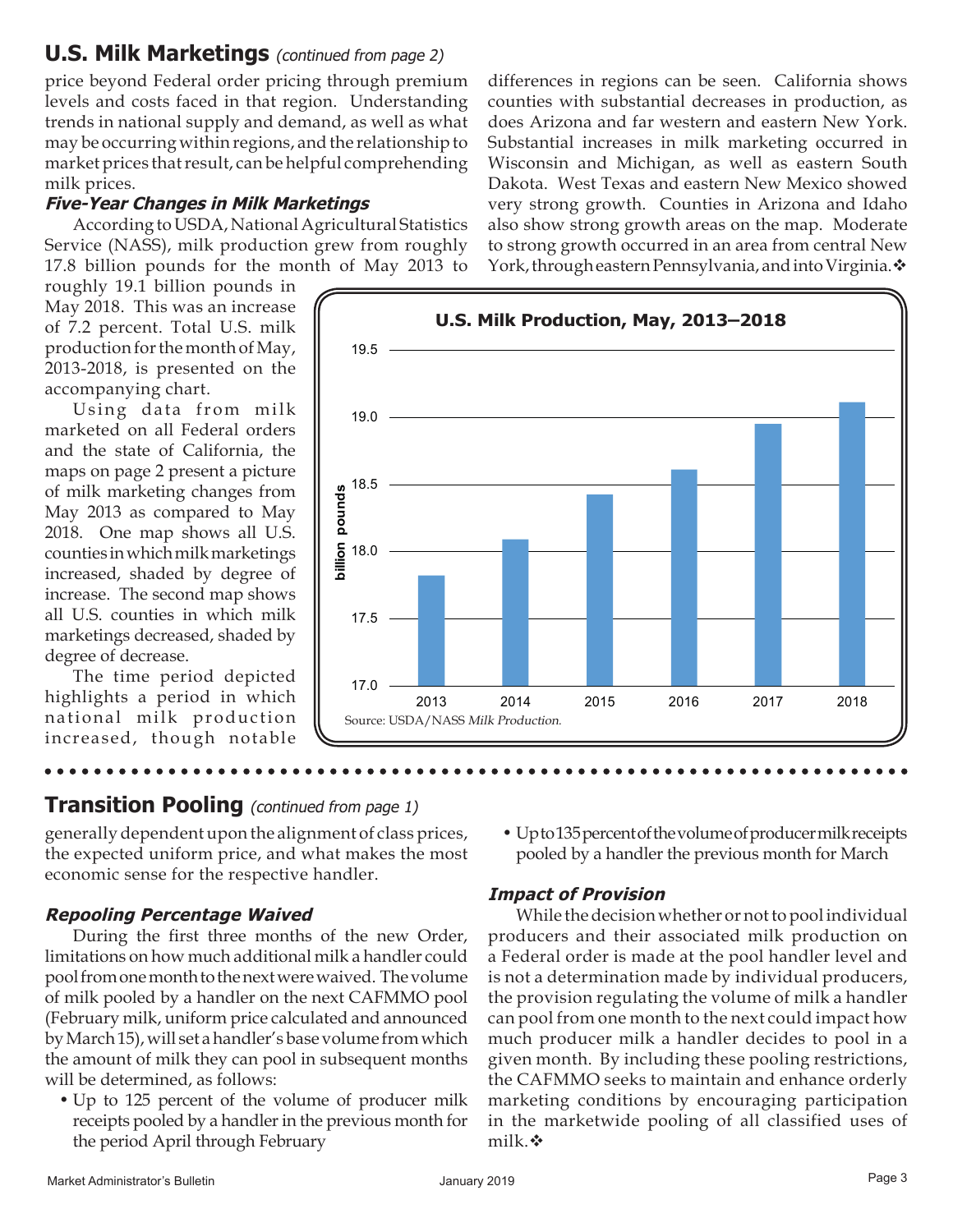## U.S. Milk Marketings *(continued from page 2)*

price beyond Federal order pricing through premium levels and costs faced in that region. Understanding trends in national supply and demand, as well as what may be occurring within regions, and the relationship to market prices that result, can be helpful comprehending milk prices.

### *Five-Year Changes in Milk Marketings*

According to USDA, National Agricultural Statistics Service (NASS), milk production grew from roughly 17.8 billion pounds for the month of May 2013 to roughly 19.1 billion pounds in May 2018. This was an increase of 7.2 percent. Total U.S. milk production for the month of May, 2013-2018, is presented on the accompanying chart.

Using data from milk marketed on all Federal orders and the state of California, the maps on page 2 present a picture of milk marketing changes from May 2013 as compared to May 2018. One map shows all U.S. counties in which milk marketings increased, shaded by degree of increase. The second map shows all U.S. counties in which milk marketings decreased, shaded by degree of decrease.

The time period depicted highlights a period in which national milk production increased, though notable differences in regions can be seen. California shows counties with substantial decreases in production, as does Arizona and far western and eastern New York. Substantial increases in milk marketing occurred in Wisconsin and Michigan, as well as eastern South Dakota. West Texas and eastern New Mexico showed very strong growth. Counties in Arizona and Idaho also show strong growth areas on the map. Moderate to strong growth occurred in an area from central New York, through eastern Pennsylvania, and into Virginia.❖

**U.S. Milk Production, May, 2013–2018**

(billion pounds)

| Year | 2013 | 2014 | 2015 | 2016 | 2017 | 2018 |
|---|---|---|---|---|---|---|
| Approx. value | 17.8 | 18.1 | 18.4 | 18.6 | 18.9 | 19.1 |

Source: USDA/NASS *Milk Production.*

## Transition Pooling *(continued from page 1)*

generally dependent upon the alignment of class prices, the expected uniform price, and what makes the most economic sense for the respective handler.

### *Repooling Percentage Waived*

During the first three months of the new Order, limitations on how much additional milk a handler could pool from one month to the next were waived. The volume of milk pooled by a handler on the next CAFMMO pool (February milk, uniform price calculated and announced by March 15), will set a handler's base volume from which the amount of milk they can pool in subsequent months will be determined, as follows:

- Up to 125 percent of the volume of producer milk receipts pooled by a handler in the previous month for the period April through February
- Up to 135 percent of the volume of producer milk receipts pooled by a handler the previous month for March

### *Impact of Provision*

While the decision whether or not to pool individual producers and their associated milk production on a Federal order is made at the pool handler level and is not a determination made by individual producers, the provision regulating the volume of milk a handler can pool from one month to the next could impact how much producer milk a handler decides to pool in a given month. By including these pooling restrictions, the CAFMMO seeks to maintain and enhance orderly marketing conditions by encouraging participation in the marketwide pooling of all classified uses of milk.❖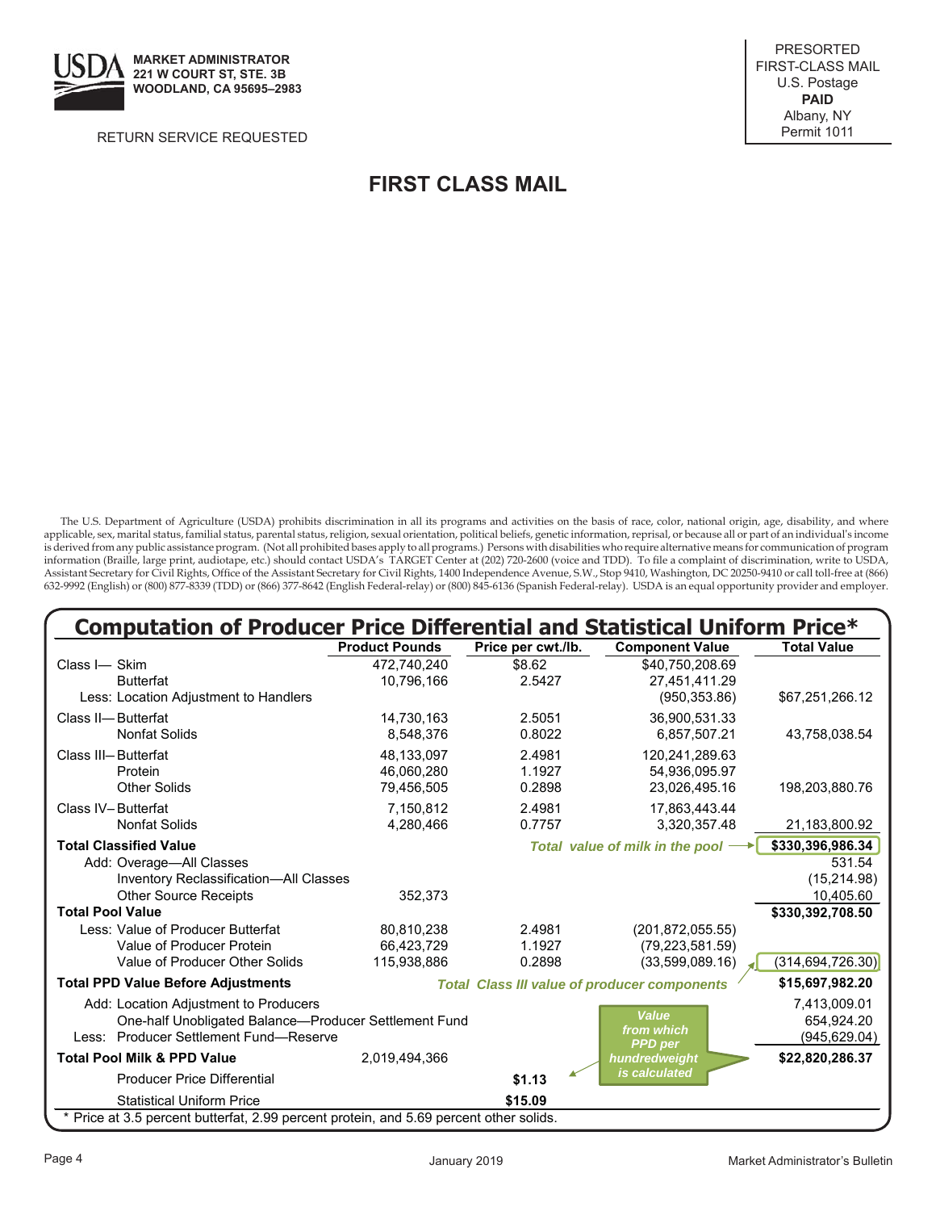**MARKET ADMINISTRATOR**
**221 W COURT ST, STE. 3B**
**WOODLAND, CA 95695–2983**

RETURN SERVICE REQUESTED

PRESORTED
FIRST-CLASS MAIL
U.S. Postage
**PAID**
Albany, NY
Permit 1011

## FIRST CLASS MAIL

The U.S. Department of Agriculture (USDA) prohibits discrimination in all its programs and activities on the basis of race, color, national origin, age, disability, and where applicable, sex, marital status, familial status, parental status, religion, sexual orientation, political beliefs, genetic information, reprisal, or because all or part of an individual's income is derived from any public assistance program. (Not all prohibited bases apply to all programs.) Persons with disabilities who require alternative means for communication of program information (Braille, large print, audiotape, etc.) should contact USDA's TARGET Center at (202) 720-2600 (voice and TDD). To file a complaint of discrimination, write to USDA, Assistant Secretary for Civil Rights, Office of the Assistant Secretary for Civil Rights, 1400 Independence Avenue, S.W., Stop 9410, Washington, DC 20250-9410 or call toll-free at (866) 632-9992 (English) or (800) 877-8339 (TDD) or (866) 377-8642 (English Federal-relay) or (800) 845-6136 (Spanish Federal-relay). USDA is an equal opportunity provider and employer.

## Computation of Producer Price Differential and Statistical Uniform Price*

| | Product Pounds | Price per cwt./lb. | Component Value | Total Value |
|---|---|---|---|---|
| Class I— Skim | 472,740,240 | $8.62 | $40,750,208.69 | |
| Butterfat | 10,796,166 | 2.5427 | 27,451,411.29 | |
| Less: Location Adjustment to Handlers | | | (950,353.86) | $67,251,266.12 |
| Class II— Butterfat | 14,730,163 | 2.5051 | 36,900,531.33 | |
| Nonfat Solids | 8,548,376 | 0.8022 | 6,857,507.21 | 43,758,038.54 |
| Class III— Butterfat | 48,133,097 | 2.4981 | 120,241,289.63 | |
| Protein | 46,060,280 | 1.1927 | 54,936,095.97 | |
| Other Solids | 79,456,505 | 0.2898 | 23,026,495.16 | 198,203,880.76 |
| Class IV— Butterfat | 7,150,812 | 2.4981 | 17,863,443.44 | |
| Nonfat Solids | 4,280,466 | 0.7757 | 3,320,357.48 | 21,183,800.92 |
| **Total Classified Value** | | | *Total value of milk in the pool* → | **$330,396,986.34** |
| Add: Overage—All Classes | | | | 531.54 |
| Inventory Reclassification—All Classes | | | | (15,214.98) |
| Other Source Receipts | 352,373 | | | 10,405.60 |
| **Total Pool Value** | | | | **$330,392,708.50** |
| Less: Value of Producer Butterfat | 80,810,238 | 2.4981 | (201,872,055.55) | |
| Value of Producer Protein | 66,423,729 | 1.1927 | (79,223,581.59) | |
| Value of Producer Other Solids | 115,938,886 | 0.2898 | (33,599,089.16) | (314,694,726.30) |
| **Total PPD Value Before Adjustments** | | *Total Class III value of producer components* | | **$15,697,982.20** |
| Add: Location Adjustment to Producers | | | | 7,413,009.01 |
| One-half Unobligated Balance—Producer Settlement Fund | | | | 654,924.20 |
| Less: Producer Settlement Fund—Reserve | | | | (945,629.04) |
| **Total Pool Milk & PPD Value** | 2,019,494,366 | | *Value from which PPD per hundredweight is calculated* | **$22,820,286.37** |
| Producer Price Differential | | **$1.13** | | |
| Statistical Uniform Price | | **$15.09** | | |

\* Price at 3.5 percent butterfat, 2.99 percent protein, and 5.69 percent other solids.